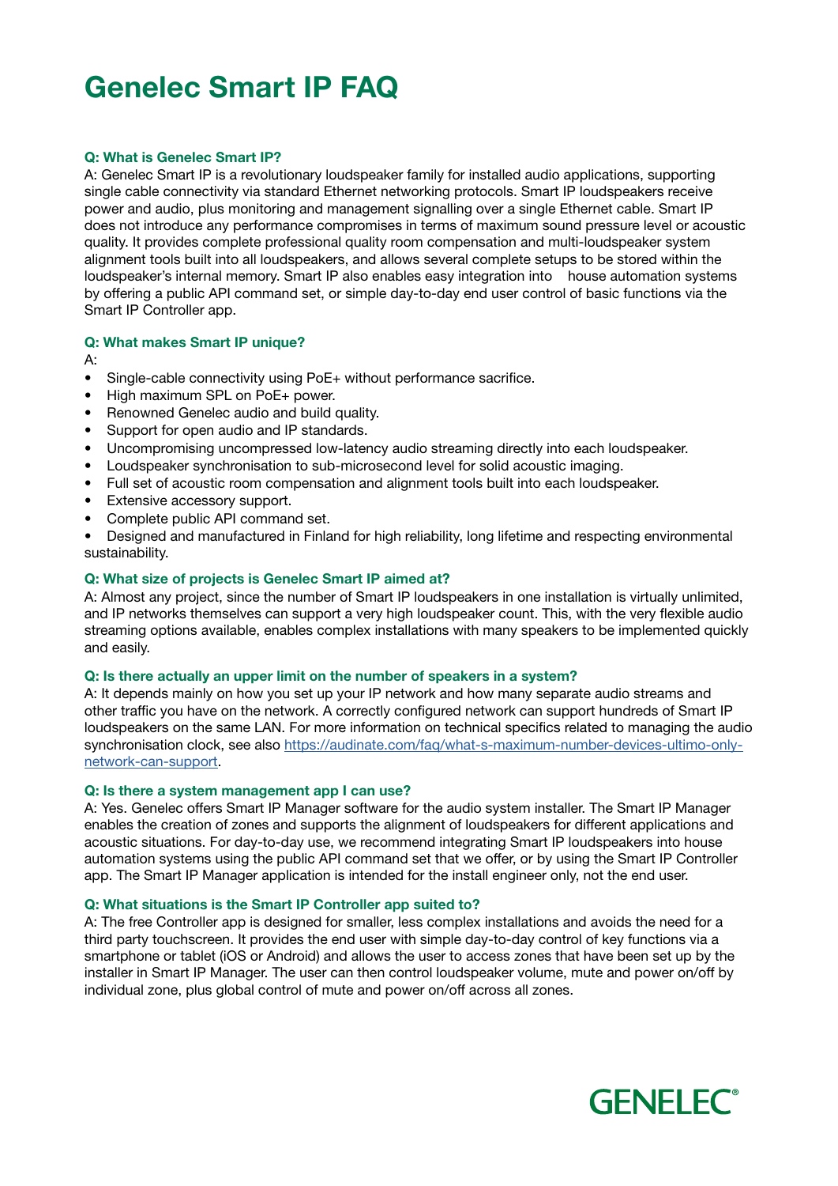# Genelec Smart IP FAQ

**Q: What is Genelec Smart IP?**

A: Genelec Smart IP is a revolutionary loudspeaker family for installed audio applications, supporting single cable connectivity via standard Ethernet networking protocols. Smart IP loudspeakers receive power and audio, plus monitoring and management signalling over a single Ethernet cable. Smart IP does not introduce any performance compromises in terms of maximum sound pressure level or acoustic quality. It provides complete professional quality room compensation and multi-loudspeaker system alignment tools built into all loudspeakers, and allows several complete setups to be stored within the loudspeaker's internal memory. Smart IP also enables easy integration into house automation systems by offering a public API command set, or simple day-to-day end user control of basic functions via the Smart IP Controller app.

**Q: What makes Smart IP unique?**

A:

- Single-cable connectivity using PoE+ without performance sacrifice.
- High maximum SPL on PoE+ power.
- Renowned Genelec audio and build quality.
- Support for open audio and IP standards.
- Uncompromising uncompressed low-latency audio streaming directly into each loudspeaker.
- Loudspeaker synchronisation to sub-microsecond level for solid acoustic imaging.
- Full set of acoustic room compensation and alignment tools built into each loudspeaker.
- Extensive accessory support.
- Complete public API command set.
- Designed and manufactured in Finland for high reliability, long lifetime and respecting environmental sustainability.

**Q: What size of projects is Genelec Smart IP aimed at?**

A: Almost any project, since the number of Smart IP loudspeakers in one installation is virtually unlimited, and IP networks themselves can support a very high loudspeaker count. This, with the very flexible audio streaming options available, enables complex installations with many speakers to be implemented quickly and easily.

**Q: Is there actually an upper limit on the number of speakers in a system?**

A: It depends mainly on how you set up your IP network and how many separate audio streams and other traffic you have on the network. A correctly configured network can support hundreds of Smart IP loudspeakers on the same LAN. For more information on technical specifics related to managing the audio synchronisation clock, see also https://audinate.com/faq/what-s-maximum-number-devices-ultimo-only-network-can-support.

**Q: Is there a system management app I can use?**

A: Yes. Genelec offers Smart IP Manager software for the audio system installer. The Smart IP Manager enables the creation of zones and supports the alignment of loudspeakers for different applications and acoustic situations. For day-to-day use, we recommend integrating Smart IP loudspeakers into house automation systems using the public API command set that we offer, or by using the Smart IP Controller app. The Smart IP Manager application is intended for the install engineer only, not the end user.

**Q: What situations is the Smart IP Controller app suited to?**

A: The free Controller app is designed for smaller, less complex installations and avoids the need for a third party touchscreen. It provides the end user with simple day-to-day control of key functions via a smartphone or tablet (iOS or Android) and allows the user to access zones that have been set up by the installer in Smart IP Manager. The user can then control loudspeaker volume, mute and power on/off by individual zone, plus global control of mute and power on/off across all zones.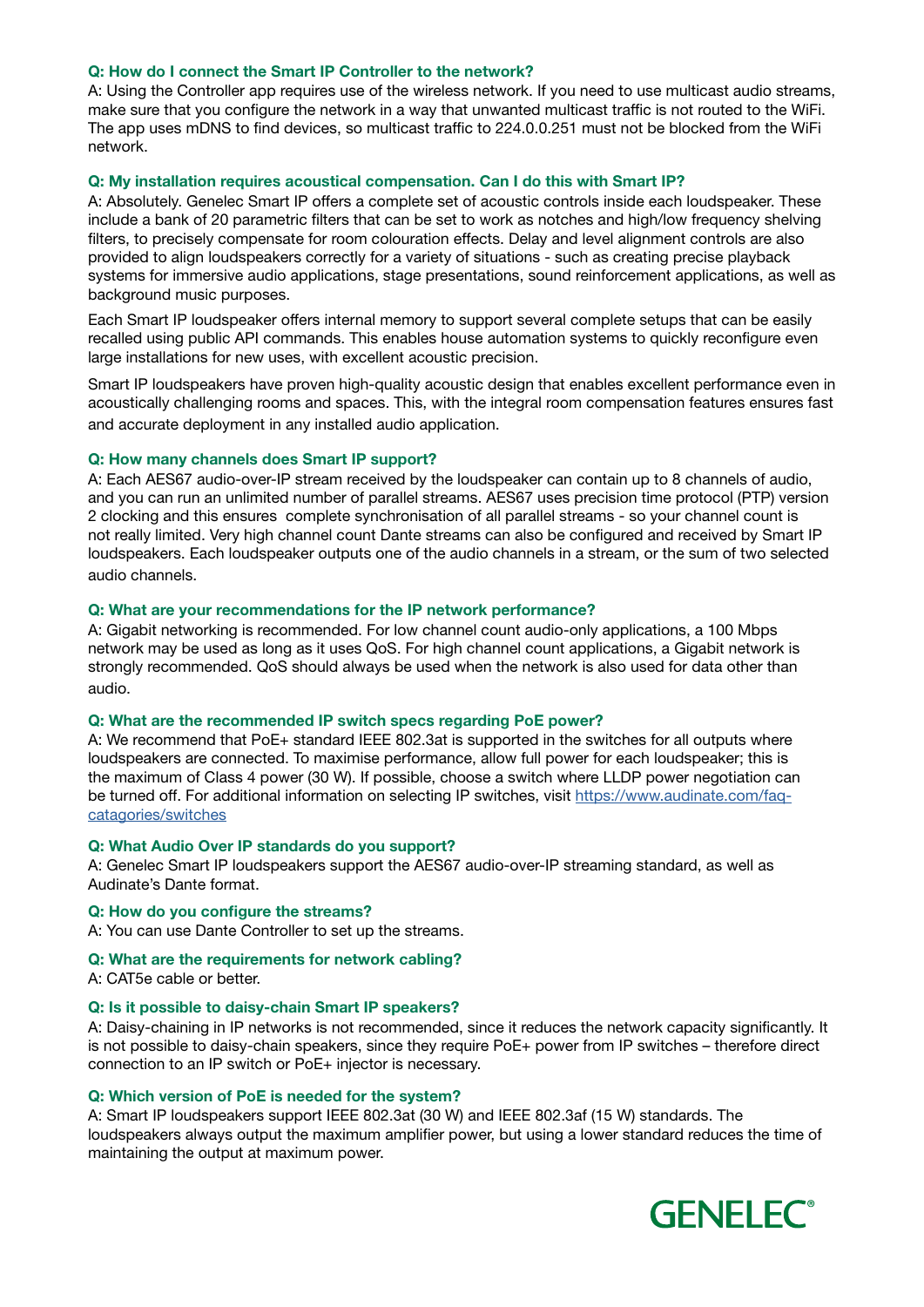**Q: How do I connect the Smart IP Controller to the network?**

A: Using the Controller app requires use of the wireless network. If you need to use multicast audio streams, make sure that you configure the network in a way that unwanted multicast traffic is not routed to the WiFi. The app uses mDNS to find devices, so multicast traffic to 224.0.0.251 must not be blocked from the WiFi network.

**Q: My installation requires acoustical compensation. Can I do this with Smart IP?**

A: Absolutely. Genelec Smart IP offers a complete set of acoustic controls inside each loudspeaker. These include a bank of 20 parametric filters that can be set to work as notches and high/low frequency shelving filters, to precisely compensate for room colouration effects. Delay and level alignment controls are also provided to align loudspeakers correctly for a variety of situations - such as creating precise playback systems for immersive audio applications, stage presentations, sound reinforcement applications, as well as background music purposes.

Each Smart IP loudspeaker offers internal memory to support several complete setups that can be easily recalled using public API commands. This enables house automation systems to quickly reconfigure even large installations for new uses, with excellent acoustic precision.

Smart IP loudspeakers have proven high-quality acoustic design that enables excellent performance even in acoustically challenging rooms and spaces. This, with the integral room compensation features ensures fast and accurate deployment in any installed audio application.

**Q: How many channels does Smart IP support?**

A: Each AES67 audio-over-IP stream received by the loudspeaker can contain up to 8 channels of audio, and you can run an unlimited number of parallel streams. AES67 uses precision time protocol (PTP) version 2 clocking and this ensures complete synchronisation of all parallel streams - so your channel count is not really limited. Very high channel count Dante streams can also be configured and received by Smart IP loudspeakers. Each loudspeaker outputs one of the audio channels in a stream, or the sum of two selected audio channels.

**Q: What are your recommendations for the IP network performance?**

A: Gigabit networking is recommended. For low channel count audio-only applications, a 100 Mbps network may be used as long as it uses QoS. For high channel count applications, a Gigabit network is strongly recommended. QoS should always be used when the network is also used for data other than audio.

**Q: What are the recommended IP switch specs regarding PoE power?**

A: We recommend that PoE+ standard IEEE 802.3at is supported in the switches for all outputs where loudspeakers are connected. To maximise performance, allow full power for each loudspeaker; this is the maximum of Class 4 power (30 W). If possible, choose a switch where LLDP power negotiation can be turned off. For additional information on selecting IP switches, visit [https://www.audinate.com/faq-catagories/switches](https://www.audinate.com/faq-catagories/switches)

**Q: What Audio Over IP standards do you support?**

A: Genelec Smart IP loudspeakers support the AES67 audio-over-IP streaming standard, as well as Audinate's Dante format.

**Q: How do you configure the streams?**

A: You can use Dante Controller to set up the streams.

**Q: What are the requirements for network cabling?**

A: CAT5e cable or better.

**Q: Is it possible to daisy-chain Smart IP speakers?**

A: Daisy-chaining in IP networks is not recommended, since it reduces the network capacity significantly. It is not possible to daisy-chain speakers, since they require PoE+ power from IP switches – therefore direct connection to an IP switch or PoE+ injector is necessary.

**Q: Which version of PoE is needed for the system?**

A: Smart IP loudspeakers support IEEE 802.3at (30 W) and IEEE 802.3af (15 W) standards. The loudspeakers always output the maximum amplifier power, but using a lower standard reduces the time of maintaining the output at maximum power.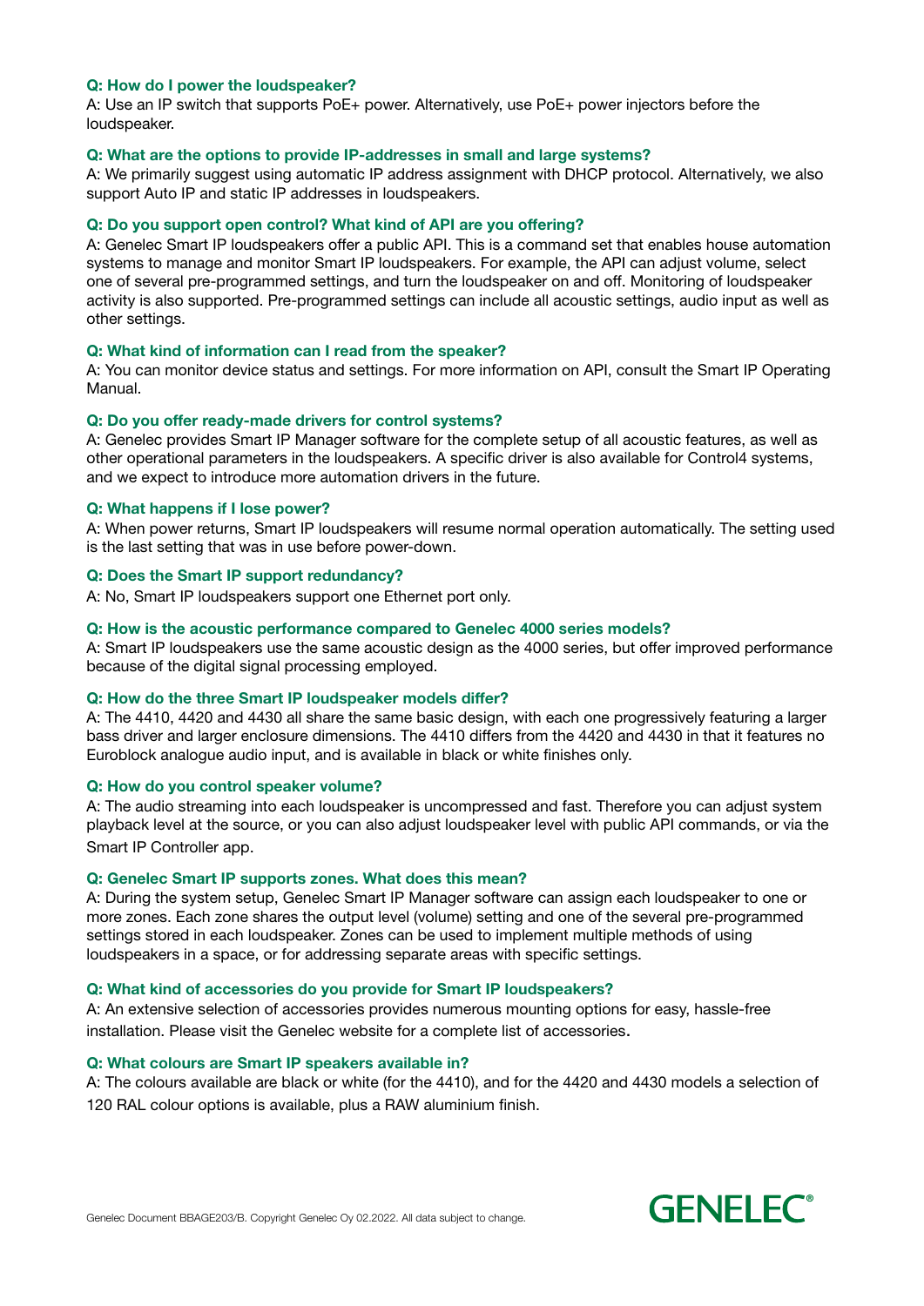**Q: How do I power the loudspeaker?**

A: Use an IP switch that supports PoE+ power. Alternatively, use PoE+ power injectors before the loudspeaker.

**Q: What are the options to provide IP-addresses in small and large systems?**

A: We primarily suggest using automatic IP address assignment with DHCP protocol. Alternatively, we also support Auto IP and static IP addresses in loudspeakers.

**Q: Do you support open control? What kind of API are you offering?**

A: Genelec Smart IP loudspeakers offer a public API. This is a command set that enables house automation systems to manage and monitor Smart IP loudspeakers. For example, the API can adjust volume, select one of several pre-programmed settings, and turn the loudspeaker on and off. Monitoring of loudspeaker activity is also supported. Pre-programmed settings can include all acoustic settings, audio input as well as other settings.

**Q: What kind of information can I read from the speaker?**

A: You can monitor device status and settings. For more information on API, consult the Smart IP Operating Manual.

**Q: Do you offer ready-made drivers for control systems?**

A: Genelec provides Smart IP Manager software for the complete setup of all acoustic features, as well as other operational parameters in the loudspeakers. A specific driver is also available for Control4 systems, and we expect to introduce more automation drivers in the future.

**Q: What happens if I lose power?**

A: When power returns, Smart IP loudspeakers will resume normal operation automatically. The setting used is the last setting that was in use before power-down.

**Q: Does the Smart IP support redundancy?**

A: No, Smart IP loudspeakers support one Ethernet port only.

**Q: How is the acoustic performance compared to Genelec 4000 series models?**

A: Smart IP loudspeakers use the same acoustic design as the 4000 series, but offer improved performance because of the digital signal processing employed.

**Q: How do the three Smart IP loudspeaker models differ?**

A: The 4410, 4420 and 4430 all share the same basic design, with each one progressively featuring a larger bass driver and larger enclosure dimensions. The 4410 differs from the 4420 and 4430 in that it features no Euroblock analogue audio input, and is available in black or white finishes only.

**Q: How do you control speaker volume?**

A: The audio streaming into each loudspeaker is uncompressed and fast. Therefore you can adjust system playback level at the source, or you can also adjust loudspeaker level with public API commands, or via the Smart IP Controller app.

**Q: Genelec Smart IP supports zones. What does this mean?**

A: During the system setup, Genelec Smart IP Manager software can assign each loudspeaker to one or more zones. Each zone shares the output level (volume) setting and one of the several pre-programmed settings stored in each loudspeaker. Zones can be used to implement multiple methods of using loudspeakers in a space, or for addressing separate areas with specific settings.

**Q: What kind of accessories do you provide for Smart IP loudspeakers?**

A: An extensive selection of accessories provides numerous mounting options for easy, hassle-free installation. Please visit the Genelec website for a complete list of accessories.

**Q: What colours are Smart IP speakers available in?**

A: The colours available are black or white (for the 4410), and for the 4420 and 4430 models a selection of 120 RAL colour options is available, plus a RAW aluminium finish.

Genelec Document BBAGE203/B. Copyright Genelec Oy 02.2022. All data subject to change.

GENELEC®